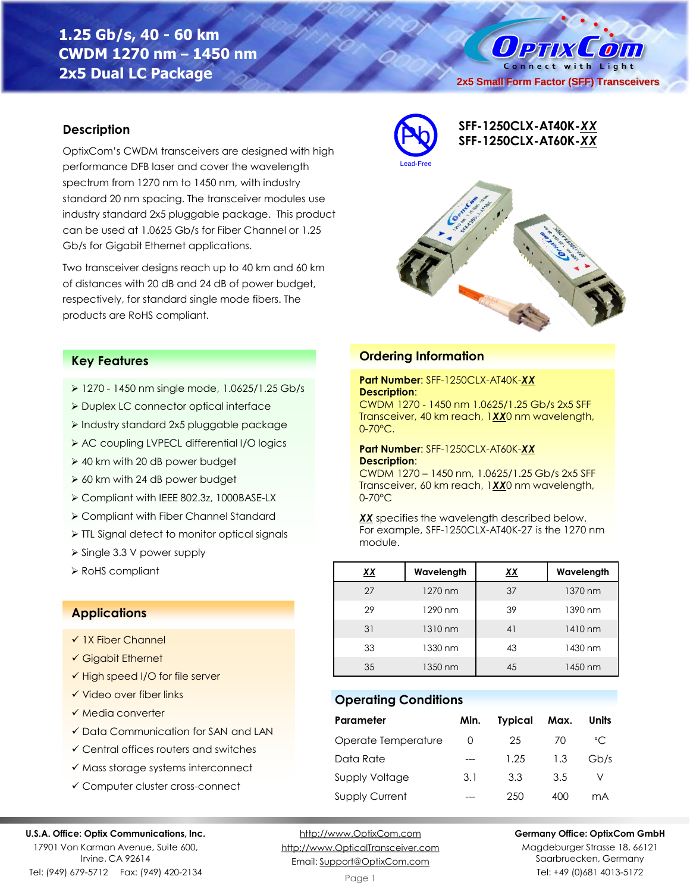# 1.25 Gb/s, 40 - 60 km CWDM 1270 nm – 1450 nm 2x5 Dual LC Package

OptixCom — Connect with Light

2x5 Small Form Factor (SFF) Transceivers

**SFF-1250CLX-AT40K-*XX***
**SFF-1250CLX-AT60K-*XX***

Lead-Free

## Description

OptixCom's CWDM transceivers are designed with high performance DFB laser and cover the wavelength spectrum from 1270 nm to 1450 nm, with industry standard 20 nm spacing. The transceiver modules use industry standard 2x5 pluggable package. This product can be used at 1.0625 Gb/s for Fiber Channel or 1.25 Gb/s for Gigabit Ethernet applications.

Two transceiver designs reach up to 40 km and 60 km of distances with 20 dB and 24 dB of power budget, respectively, for standard single mode fibers. The products are RoHS compliant.

## Key Features

- 1270 - 1450 nm single mode, 1.0625/1.25 Gb/s
- Duplex LC connector optical interface
- Industry standard 2x5 pluggable package
- AC coupling LVPECL differential I/O logics
- 40 km with 20 dB power budget
- 60 km with 24 dB power budget
- Compliant with IEEE 802.3z, 1000BASE-LX
- Compliant with Fiber Channel Standard
- TTL Signal detect to monitor optical signals
- Single 3.3 V power supply
- RoHS compliant

## Applications

- ✓ 1X Fiber Channel
- ✓ Gigabit Ethernet
- ✓ High speed I/O for file server
- ✓ Video over fiber links
- ✓ Media converter
- ✓ Data Communication for SAN and LAN
- ✓ Central offices routers and switches
- ✓ Mass storage systems interconnect
- ✓ Computer cluster cross-connect

## Ordering Information

**Part Number**: SFF-1250CLX-AT40K-***XX***
**Description**:
CWDM 1270 - 1450 nm 1.0625/1.25 Gb/s 2x5 SFF Transceiver, 40 km reach, 1***XX***0 nm wavelength, 0-70°C.

**Part Number**: SFF-1250CLX-AT60K-***XX***
**Description**:
CWDM 1270 – 1450 nm, 1.0625/1.25 Gb/s 2x5 SFF Transceiver, 60 km reach, 1***XX***0 nm wavelength, 0-70°C

***XX*** specifies the wavelength described below.
For example, SFF-1250CLX-AT40K-27 is the 1270 nm module.

| ***XX*** | Wavelength | ***XX*** | Wavelength |
|---|---|---|---|
| 27 | 1270 nm | 37 | 1370 nm |
| 29 | 1290 nm | 39 | 1390 nm |
| 31 | 1310 nm | 41 | 1410 nm |
| 33 | 1330 nm | 43 | 1430 nm |
| 35 | 1350 nm | 45 | 1450 nm |

## Operating Conditions

| Parameter | Min. | Typical | Max. | Units |
|---|---|---|---|---|
| Operate Temperature | 0 | 25 | 70 | °C |
| Data Rate | --- | 1.25 | 1.3 | Gb/s |
| Supply Voltage | 3.1 | 3.3 | 3.5 | V |
| Supply Current | --- | 250 | 400 | mA |

**U.S.A. Office: Optix Communications, Inc.**
17901 Von Karman Avenue, Suite 600,
Irvine, CA 92614
Tel: (949) 679-5712 Fax: (949) 420-2134

http://www.OptixCom.com
http://www.OpticalTransceiver.com
Email: Support@OptixCom.com

**Germany Office: OptixCom GmbH**
Magdeburger Strasse 18, 66121
Saarbruecken, Germany
Tel: +49 (0)681 4013-5172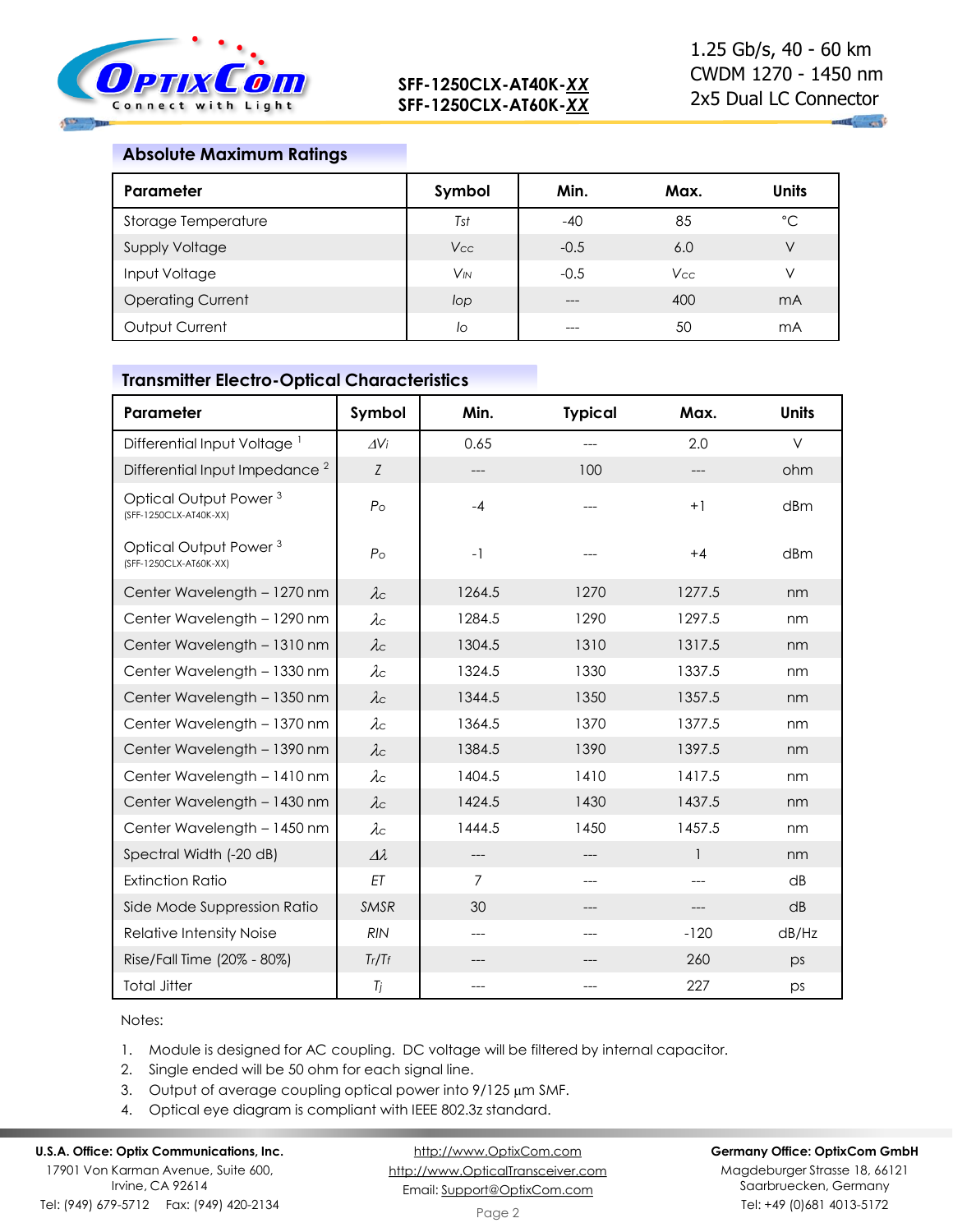## Absolute Maximum Ratings

| Parameter | Symbol | Min. | Max. | Units |
|---|---|---|---|---|
| Storage Temperature | $T_{st}$ | -40 | 85 | °C |
| Supply Voltage | $V_{CC}$ | -0.5 | 6.0 | V |
| Input Voltage | $V_{IN}$ | -0.5 | $V_{CC}$ | V |
| Operating Current | $I_{op}$ | --- | 400 | mA |
| Output Current | $I_o$ | --- | 50 | mA |

## Transmitter Electro-Optical Characteristics

| Parameter | Symbol | Min. | Typical | Max. | Units |
|---|---|---|---|---|---|
| Differential Input Voltage [1] | $\Delta V_i$ | 0.65 | --- | 2.0 | V |
| Differential Input Impedance [2] | $Z$ | --- | 100 | --- | ohm |
| Optical Output Power [3] (SFF-1250CLX-AT40K-XX) | $P_o$ | -4 | --- | +1 | dBm |
| Optical Output Power [3] (SFF-1250CLX-AT60K-XX) | $P_o$ | -1 | --- | +4 | dBm |
| Center Wavelength – 1270 nm | $\lambda_C$ | 1264.5 | 1270 | 1277.5 | nm |
| Center Wavelength – 1290 nm | $\lambda_C$ | 1284.5 | 1290 | 1297.5 | nm |
| Center Wavelength – 1310 nm | $\lambda_C$ | 1304.5 | 1310 | 1317.5 | nm |
| Center Wavelength – 1330 nm | $\lambda_C$ | 1324.5 | 1330 | 1337.5 | nm |
| Center Wavelength – 1350 nm | $\lambda_C$ | 1344.5 | 1350 | 1357.5 | nm |
| Center Wavelength – 1370 nm | $\lambda_C$ | 1364.5 | 1370 | 1377.5 | nm |
| Center Wavelength – 1390 nm | $\lambda_C$ | 1384.5 | 1390 | 1397.5 | nm |
| Center Wavelength – 1410 nm | $\lambda_C$ | 1404.5 | 1410 | 1417.5 | nm |
| Center Wavelength – 1430 nm | $\lambda_C$ | 1424.5 | 1430 | 1437.5 | nm |
| Center Wavelength – 1450 nm | $\lambda_C$ | 1444.5 | 1450 | 1457.5 | nm |
| Spectral Width (-20 dB) | $\Delta\lambda$ | --- | --- | 1 | nm |
| Extinction Ratio | $ET$ | 7 | --- | --- | dB |
| Side Mode Suppression Ratio | $SMSR$ | 30 | --- | --- | dB |
| Relative Intensity Noise | $RIN$ | --- | --- | -120 | dB/Hz |
| Rise/Fall Time (20% - 80%) | $T_r/T_f$ | --- | --- | 260 | ps |
| Total Jitter | $T_j$ | --- | --- | 227 | ps |

Notes:

1. Module is designed for AC coupling. DC voltage will be filtered by internal capacitor.
2. Single ended will be 50 ohm for each signal line.
3. Output of average coupling optical power into 9/125 µm SMF.
4. Optical eye diagram is compliant with IEEE 802.3z standard.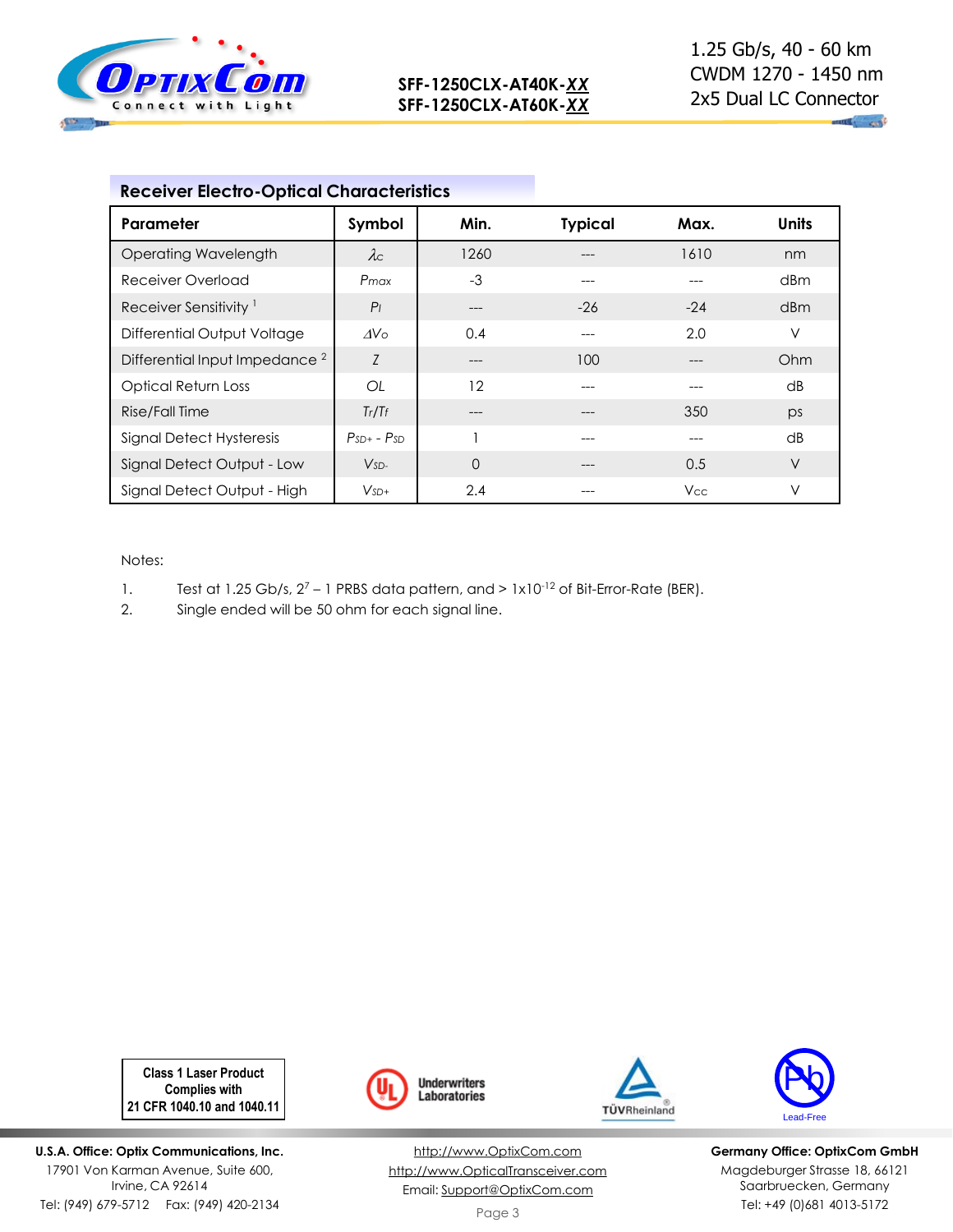## Receiver Electro-Optical Characteristics

| Parameter | Symbol | Min. | Typical | Max. | Units |
|---|---|---|---|---|---|
| Operating Wavelength | $\lambda_C$ | 1260 | --- | 1610 | nm |
| Receiver Overload | $P_{max}$ | -3 | --- | --- | dBm |
| Receiver Sensitivity [1] | $P_I$ | --- | -26 | -24 | dBm |
| Differential Output Voltage | $\Delta V_O$ | 0.4 | --- | 2.0 | V |
| Differential Input Impedance [2] | $Z$ | --- | 100 | --- | Ohm |
| Optical Return Loss | $OL$ | 12 | --- | --- | dB |
| Rise/Fall Time | $T_r/T_f$ | --- | --- | 350 | ps |
| Signal Detect Hysteresis | $P_{SD+} - P_{SD}$ | 1 | --- | --- | dB |
| Signal Detect Output - Low | $V_{SD-}$ | 0 | --- | 0.5 | V |
| Signal Detect Output - High | $V_{SD+}$ | 2.4 | --- | $V_{CC}$ | V |

Notes:

1. Test at 1.25 Gb/s, $2^7 - 1$ PRBS data pattern, and > $1 \times 10^{-12}$ of Bit-Error-Rate (BER).
2. Single ended will be 50 ohm for each signal line.

Class 1 Laser Product
Complies with
21 CFR 1040.10 and 1040.11

Underwriters Laboratories

TÜVRheinland

Lead-Free

**U.S.A. Office: Optix Communications, Inc.**
17901 Von Karman Avenue, Suite 600,
Irvine, CA 92614
Tel: (949) 679-5712 Fax: (949) 420-2134

http://www.OptixCom.com
http://www.OpticalTransceiver.com
Email: Support@OptixCom.com

**Germany Office: OptixCom GmbH**
Magdeburger Strasse 18, 66121
Saarbruecken, Germany
Tel: +49 (0)681 4013-5172